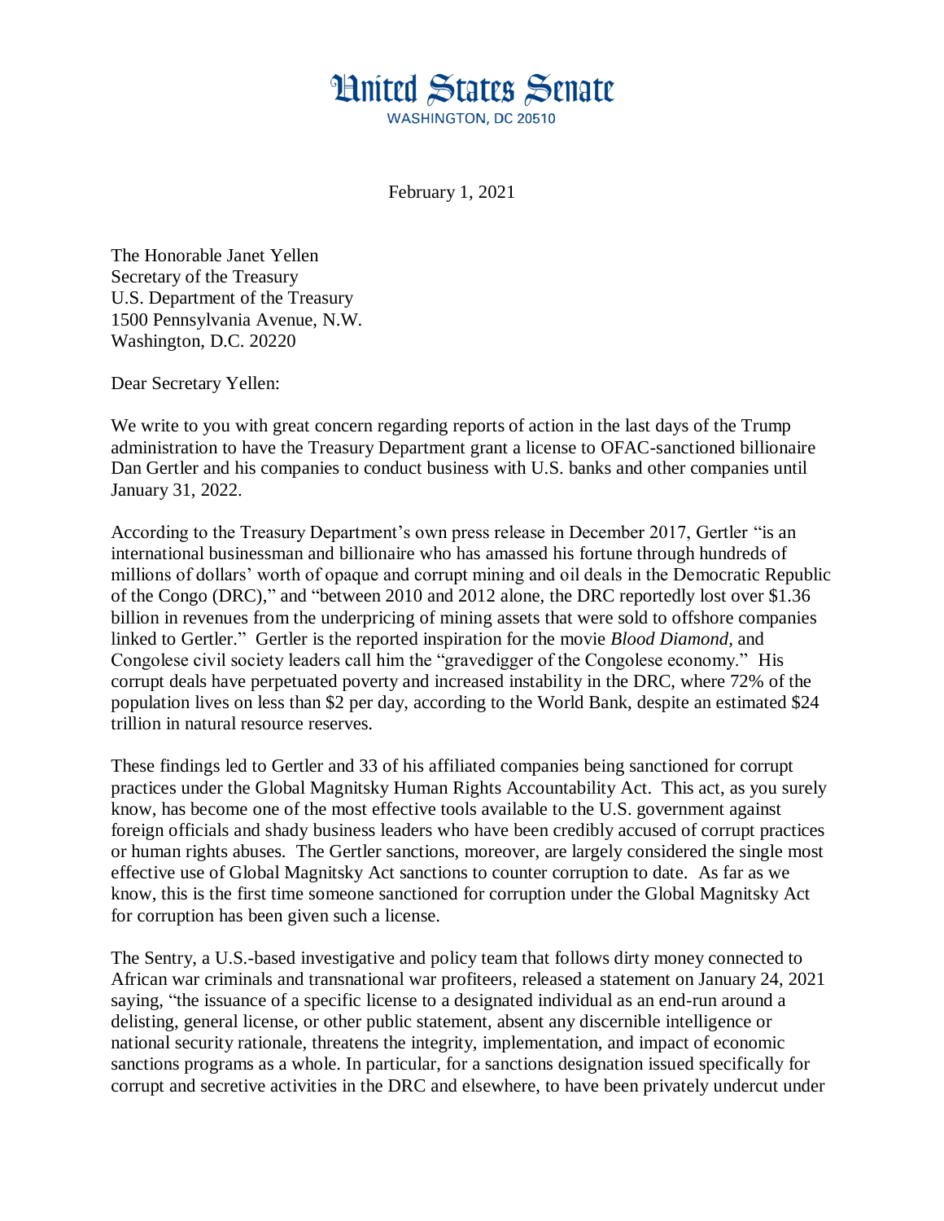# United States Senate

WASHINGTON, DC 20510

February 1, 2021

The Honorable Janet Yellen
Secretary of the Treasury
U.S. Department of the Treasury
1500 Pennsylvania Avenue, N.W.
Washington, D.C. 20220

Dear Secretary Yellen:

We write to you with great concern regarding reports of action in the last days of the Trump administration to have the Treasury Department grant a license to OFAC-sanctioned billionaire Dan Gertler and his companies to conduct business with U.S. banks and other companies until January 31, 2022.

According to the Treasury Department's own press release in December 2017, Gertler "is an international businessman and billionaire who has amassed his fortune through hundreds of millions of dollars' worth of opaque and corrupt mining and oil deals in the Democratic Republic of the Congo (DRC)," and "between 2010 and 2012 alone, the DRC reportedly lost over $1.36 billion in revenues from the underpricing of mining assets that were sold to offshore companies linked to Gertler." Gertler is the reported inspiration for the movie *Blood Diamond*, and Congolese civil society leaders call him the "gravedigger of the Congolese economy." His corrupt deals have perpetuated poverty and increased instability in the DRC, where 72% of the population lives on less than $2 per day, according to the World Bank, despite an estimated $24 trillion in natural resource reserves.

These findings led to Gertler and 33 of his affiliated companies being sanctioned for corrupt practices under the Global Magnitsky Human Rights Accountability Act. This act, as you surely know, has become one of the most effective tools available to the U.S. government against foreign officials and shady business leaders who have been credibly accused of corrupt practices or human rights abuses. The Gertler sanctions, moreover, are largely considered the single most effective use of Global Magnitsky Act sanctions to counter corruption to date. As far as we know, this is the first time someone sanctioned for corruption under the Global Magnitsky Act for corruption has been given such a license.

The Sentry, a U.S.-based investigative and policy team that follows dirty money connected to African war criminals and transnational war profiteers, released a statement on January 24, 2021 saying, "the issuance of a specific license to a designated individual as an end-run around a delisting, general license, or other public statement, absent any discernible intelligence or national security rationale, threatens the integrity, implementation, and impact of economic sanctions programs as a whole. In particular, for a sanctions designation issued specifically for corrupt and secretive activities in the DRC and elsewhere, to have been privately undercut under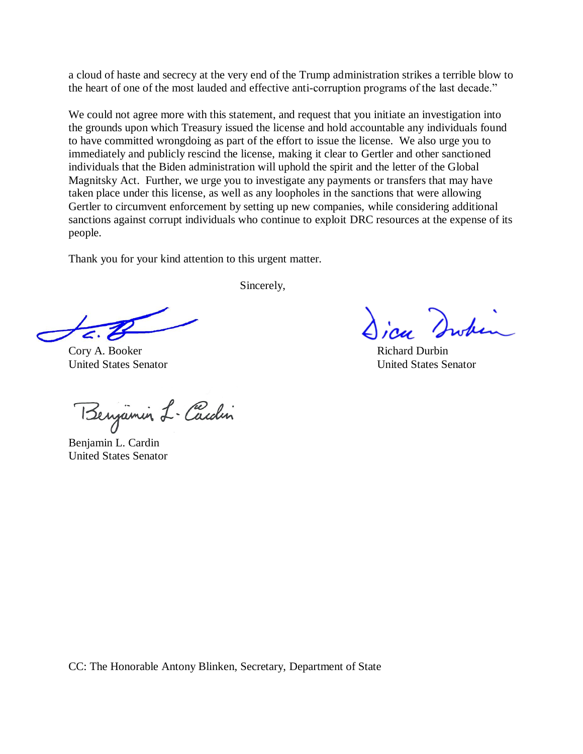a cloud of haste and secrecy at the very end of the Trump administration strikes a terrible blow to the heart of one of the most lauded and effective anti-corruption programs of the last decade."

We could not agree more with this statement, and request that you initiate an investigation into the grounds upon which Treasury issued the license and hold accountable any individuals found to have committed wrongdoing as part of the effort to issue the license. We also urge you to immediately and publicly rescind the license, making it clear to Gertler and other sanctioned individuals that the Biden administration will uphold the spirit and the letter of the Global Magnitsky Act. Further, we urge you to investigate any payments or transfers that may have taken place under this license, as well as any loopholes in the sanctions that were allowing Gertler to circumvent enforcement by setting up new companies, while considering additional sanctions against corrupt individuals who continue to exploit DRC resources at the expense of its people.

Thank you for your kind attention to this urgent matter.

Sincerely,

Cory A. Booker
United States Senator

Richard Durbin
United States Senator

Benjamin L. Cardin
United States Senator

CC: The Honorable Antony Blinken, Secretary, Department of State